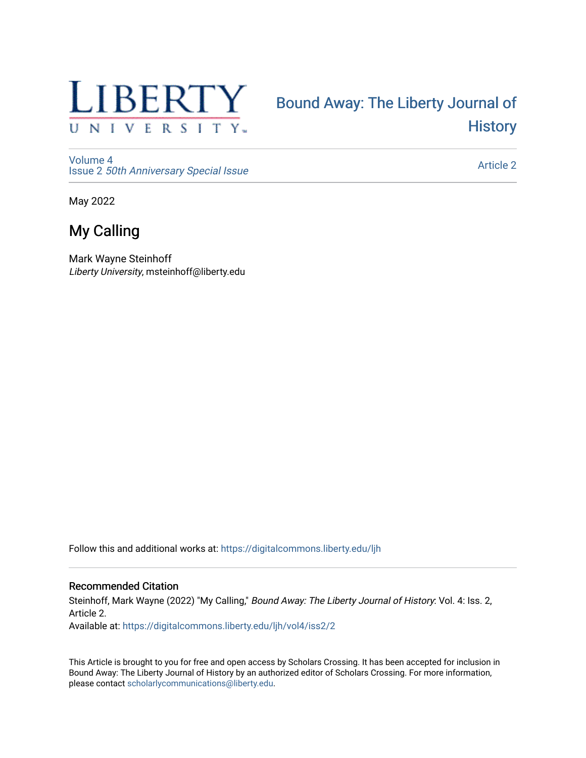LIBERTY UNIVERSITY

Bound Away: The Liberty Journal of History

Volume 4
Issue 2 *50th Anniversary Special Issue*

Article 2

May 2022

# My Calling

Mark Wayne Steinhoff
*Liberty University*, msteinhoff@liberty.edu

Follow this and additional works at: https://digitalcommons.liberty.edu/ljh

## Recommended Citation

Steinhoff, Mark Wayne (2022) "My Calling," *Bound Away: The Liberty Journal of History*: Vol. 4: Iss. 2, Article 2.
Available at: https://digitalcommons.liberty.edu/ljh/vol4/iss2/2

This Article is brought to you for free and open access by Scholars Crossing. It has been accepted for inclusion in Bound Away: The Liberty Journal of History by an authorized editor of Scholars Crossing. For more information, please contact scholarlycommunications@liberty.edu.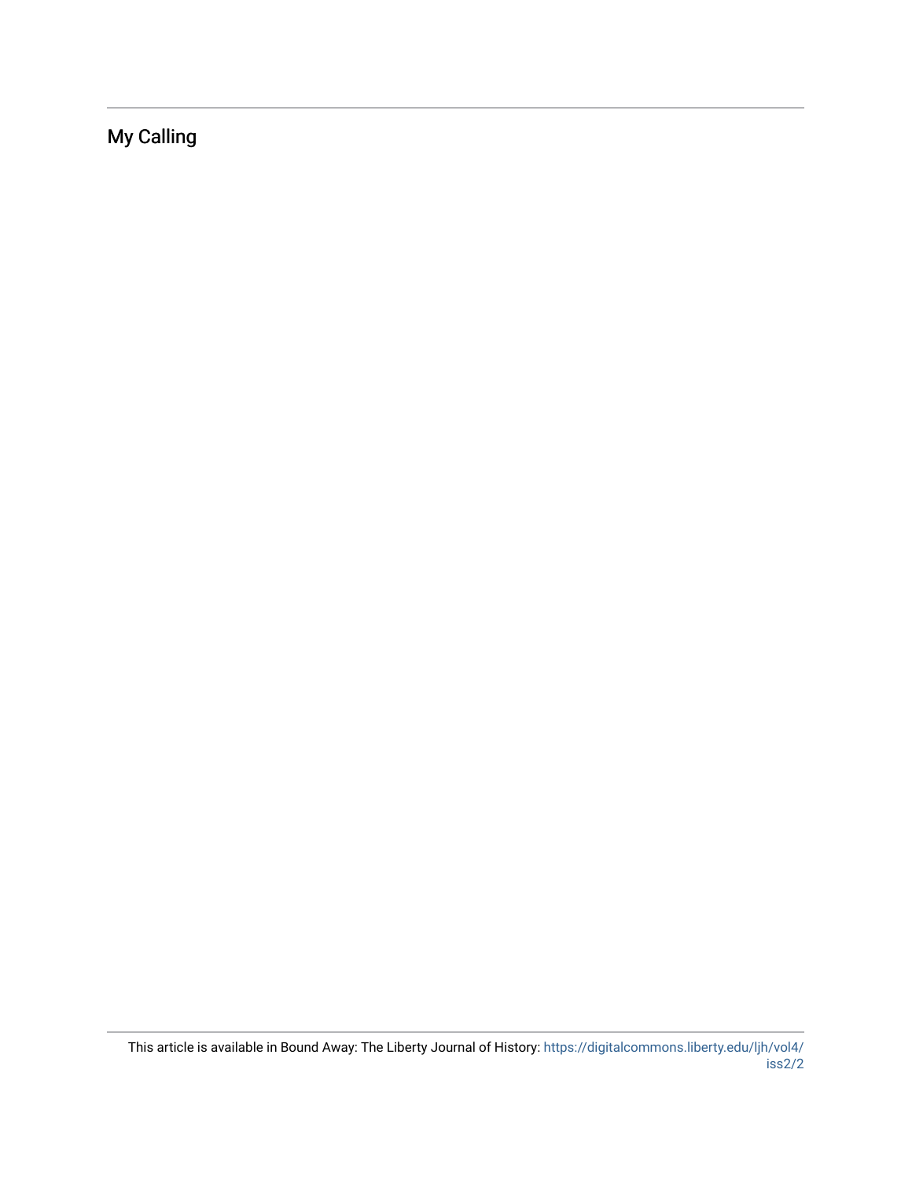# My Calling

This article is available in Bound Away: The Liberty Journal of History: https://digitalcommons.liberty.edu/ljh/vol4/iss2/2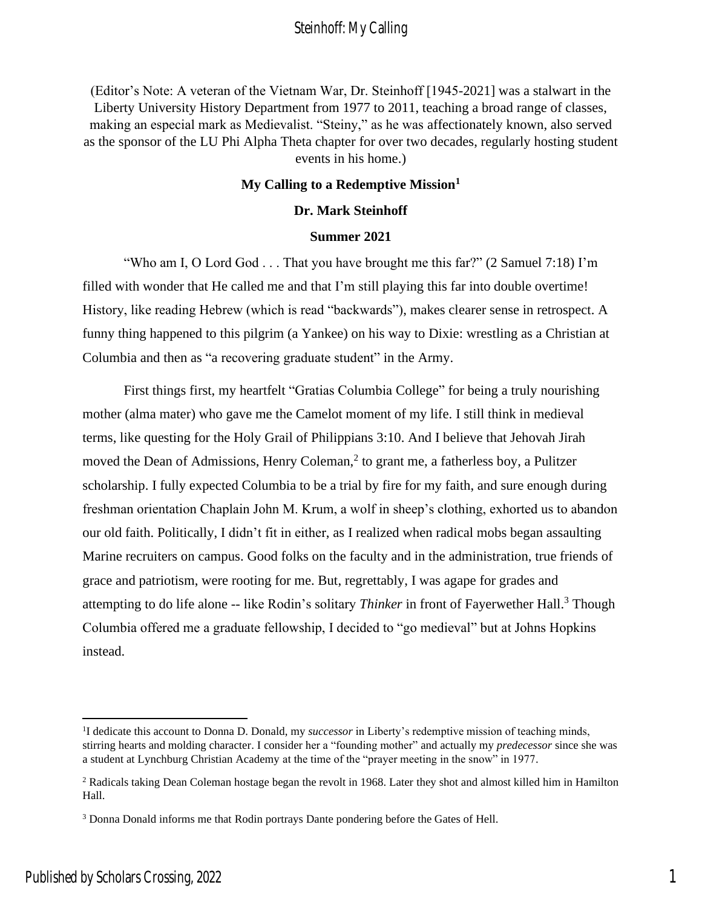(Editor's Note: A veteran of the Vietnam War, Dr. Steinhoff [1945-2021] was a stalwart in the Liberty University History Department from 1977 to 2011, teaching a broad range of classes, making an especial mark as Medievalist. "Steiny," as he was affectionately known, also served as the sponsor of the LU Phi Alpha Theta chapter for over two decades, regularly hosting student events in his home.)

# My Calling to a Redemptive Mission[1]

**Dr. Mark Steinhoff**

**Summer 2021**

"Who am I, O Lord God . . . That you have brought me this far?" (2 Samuel 7:18) I'm filled with wonder that He called me and that I'm still playing this far into double overtime! History, like reading Hebrew (which is read "backwards"), makes clearer sense in retrospect. A funny thing happened to this pilgrim (a Yankee) on his way to Dixie: wrestling as a Christian at Columbia and then as "a recovering graduate student" in the Army.

First things first, my heartfelt "Gratias Columbia College" for being a truly nourishing mother (alma mater) who gave me the Camelot moment of my life. I still think in medieval terms, like questing for the Holy Grail of Philippians 3:10. And I believe that Jehovah Jirah moved the Dean of Admissions, Henry Coleman,[2] to grant me, a fatherless boy, a Pulitzer scholarship. I fully expected Columbia to be a trial by fire for my faith, and sure enough during freshman orientation Chaplain John M. Krum, a wolf in sheep's clothing, exhorted us to abandon our old faith. Politically, I didn't fit in either, as I realized when radical mobs began assaulting Marine recruiters on campus. Good folks on the faculty and in the administration, true friends of grace and patriotism, were rooting for me. But, regrettably, I was agape for grades and attempting to do life alone -- like Rodin's solitary *Thinker* in front of Fayerweather Hall.[3] Though Columbia offered me a graduate fellowship, I decided to "go medieval" but at Johns Hopkins instead.

---

[1] I dedicate this account to Donna D. Donald, my *successor* in Liberty's redemptive mission of teaching minds, stirring hearts and molding character. I consider her a "founding mother" and actually my *predecessor* since she was a student at Lynchburg Christian Academy at the time of the "prayer meeting in the snow" in 1977.

[2] Radicals taking Dean Coleman hostage began the revolt in 1968. Later they shot and almost killed him in Hamilton Hall.

[3] Donna Donald informs me that Rodin portrays Dante pondering before the Gates of Hell.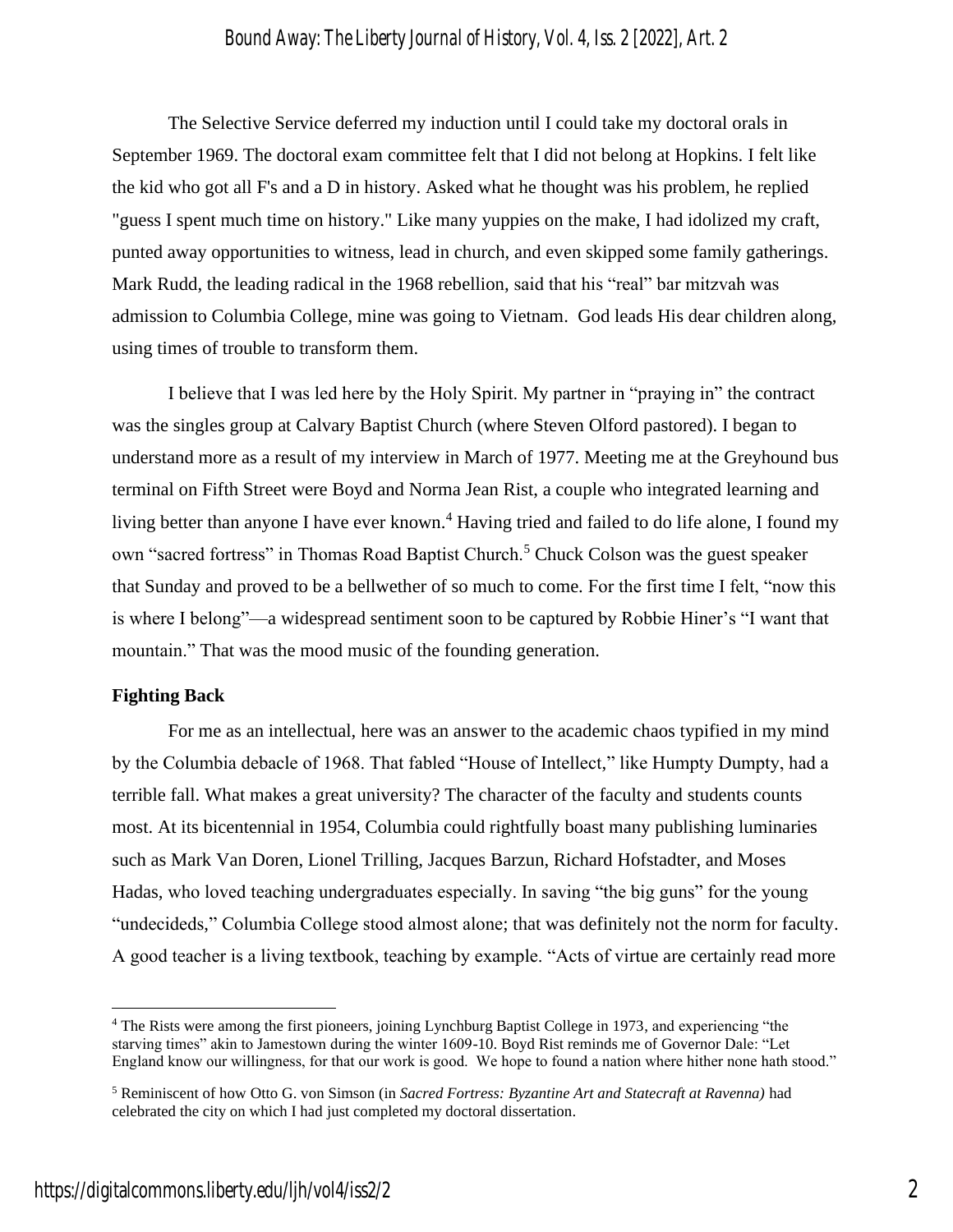The Selective Service deferred my induction until I could take my doctoral orals in September 1969. The doctoral exam committee felt that I did not belong at Hopkins. I felt like the kid who got all F's and a D in history. Asked what he thought was his problem, he replied "guess I spent much time on history." Like many yuppies on the make, I had idolized my craft, punted away opportunities to witness, lead in church, and even skipped some family gatherings. Mark Rudd, the leading radical in the 1968 rebellion, said that his "real" bar mitzvah was admission to Columbia College, mine was going to Vietnam. God leads His dear children along, using times of trouble to transform them.

I believe that I was led here by the Holy Spirit. My partner in "praying in" the contract was the singles group at Calvary Baptist Church (where Steven Olford pastored). I began to understand more as a result of my interview in March of 1977. Meeting me at the Greyhound bus terminal on Fifth Street were Boyd and Norma Jean Rist, a couple who integrated learning and living better than anyone I have ever known.[4] Having tried and failed to do life alone, I found my own "sacred fortress" in Thomas Road Baptist Church.[5] Chuck Colson was the guest speaker that Sunday and proved to be a bellwether of so much to come. For the first time I felt, "now this is where I belong"—a widespread sentiment soon to be captured by Robbie Hiner's "I want that mountain." That was the mood music of the founding generation.

**Fighting Back**

For me as an intellectual, here was an answer to the academic chaos typified in my mind by the Columbia debacle of 1968. That fabled "House of Intellect," like Humpty Dumpty, had a terrible fall. What makes a great university? The character of the faculty and students counts most. At its bicentennial in 1954, Columbia could rightfully boast many publishing luminaries such as Mark Van Doren, Lionel Trilling, Jacques Barzun, Richard Hofstadter, and Moses Hadas, who loved teaching undergraduates especially. In saving "the big guns" for the young "undecideds," Columbia College stood almost alone; that was definitely not the norm for faculty. A good teacher is a living textbook, teaching by example. "Acts of virtue are certainly read more

---

[4] The Rists were among the first pioneers, joining Lynchburg Baptist College in 1973, and experiencing "the starving times" akin to Jamestown during the winter 1609-10. Boyd Rist reminds me of Governor Dale: "Let England know our willingness, for that our work is good. We hope to found a nation where hither none hath stood."

[5] Reminiscent of how Otto G. von Simson (in *Sacred Fortress: Byzantine Art and Statecraft at Ravenna)* had celebrated the city on which I had just completed my doctoral dissertation.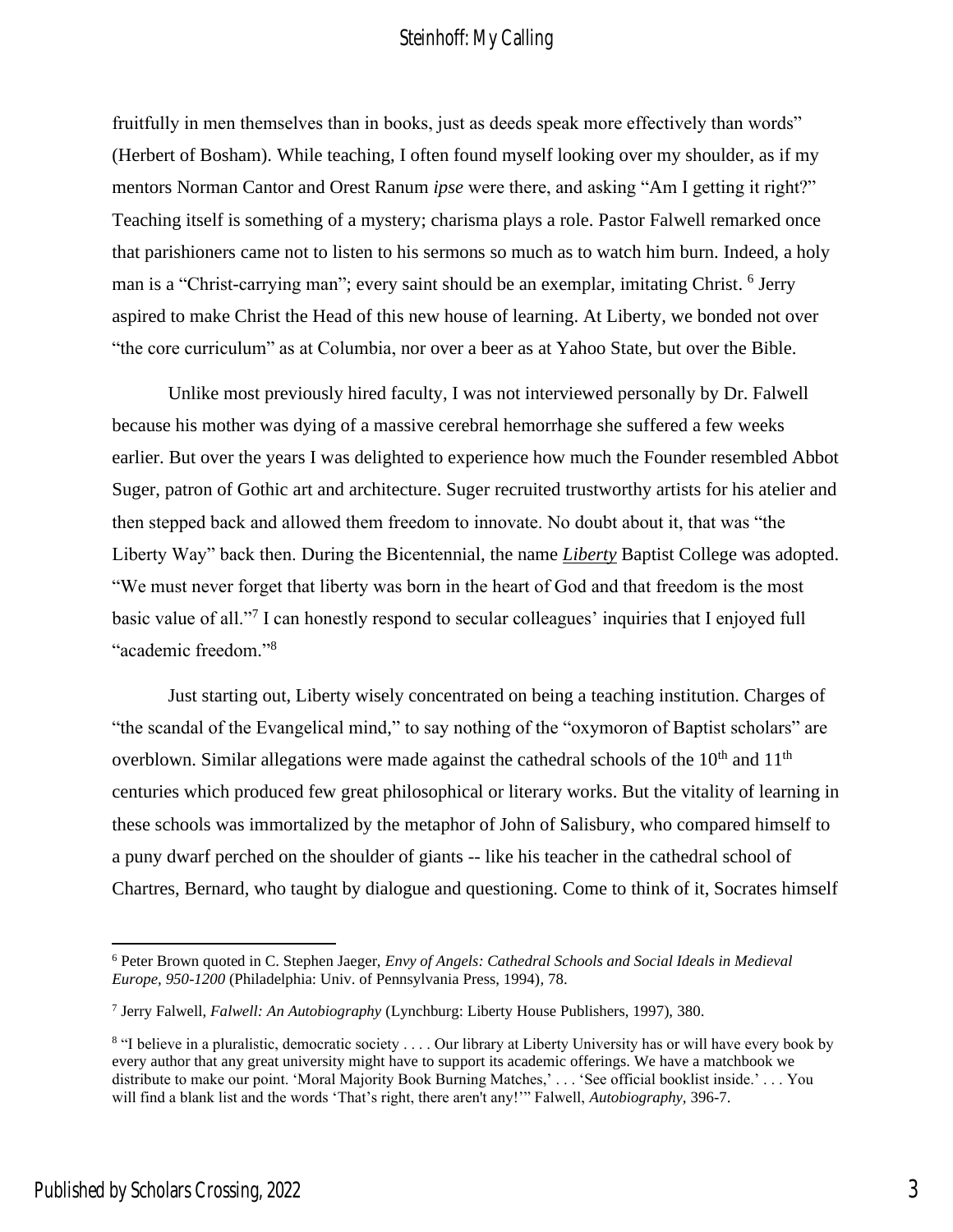fruitfully in men themselves than in books, just as deeds speak more effectively than words" (Herbert of Bosham). While teaching, I often found myself looking over my shoulder, as if my mentors Norman Cantor and Orest Ranum *ipse* were there, and asking "Am I getting it right?" Teaching itself is something of a mystery; charisma plays a role. Pastor Falwell remarked once that parishioners came not to listen to his sermons so much as to watch him burn. Indeed, a holy man is a "Christ-carrying man"; every saint should be an exemplar, imitating Christ. [6] Jerry aspired to make Christ the Head of this new house of learning. At Liberty, we bonded not over "the core curriculum" as at Columbia, nor over a beer as at Yahoo State, but over the Bible.

Unlike most previously hired faculty, I was not interviewed personally by Dr. Falwell because his mother was dying of a massive cerebral hemorrhage she suffered a few weeks earlier. But over the years I was delighted to experience how much the Founder resembled Abbot Suger, patron of Gothic art and architecture. Suger recruited trustworthy artists for his atelier and then stepped back and allowed them freedom to innovate. No doubt about it, that was "the Liberty Way" back then. During the Bicentennial, the name ***Liberty*** Baptist College was adopted. "We must never forget that liberty was born in the heart of God and that freedom is the most basic value of all."[7] I can honestly respond to secular colleagues' inquiries that I enjoyed full "academic freedom."[8]

Just starting out, Liberty wisely concentrated on being a teaching institution. Charges of "the scandal of the Evangelical mind," to say nothing of the "oxymoron of Baptist scholars" are overblown. Similar allegations were made against the cathedral schools of the 10th and 11th centuries which produced few great philosophical or literary works. But the vitality of learning in these schools was immortalized by the metaphor of John of Salisbury, who compared himself to a puny dwarf perched on the shoulder of giants -- like his teacher in the cathedral school of Chartres, Bernard, who taught by dialogue and questioning. Come to think of it, Socrates himself

---

[6] Peter Brown quoted in C. Stephen Jaeger, *Envy of Angels: Cathedral Schools and Social Ideals in Medieval Europe, 950-1200* (Philadelphia: Univ. of Pennsylvania Press, 1994), 78.

[7] Jerry Falwell, *Falwell: An Autobiography* (Lynchburg: Liberty House Publishers, 1997), 380.

[8] "I believe in a pluralistic, democratic society . . . . Our library at Liberty University has or will have every book by every author that any great university might have to support its academic offerings. We have a matchbook we distribute to make our point. 'Moral Majority Book Burning Matches,' . . . 'See official booklist inside.' . . . You will find a blank list and the words 'That's right, there aren't any!'" Falwell, *Autobiography,* 396-7.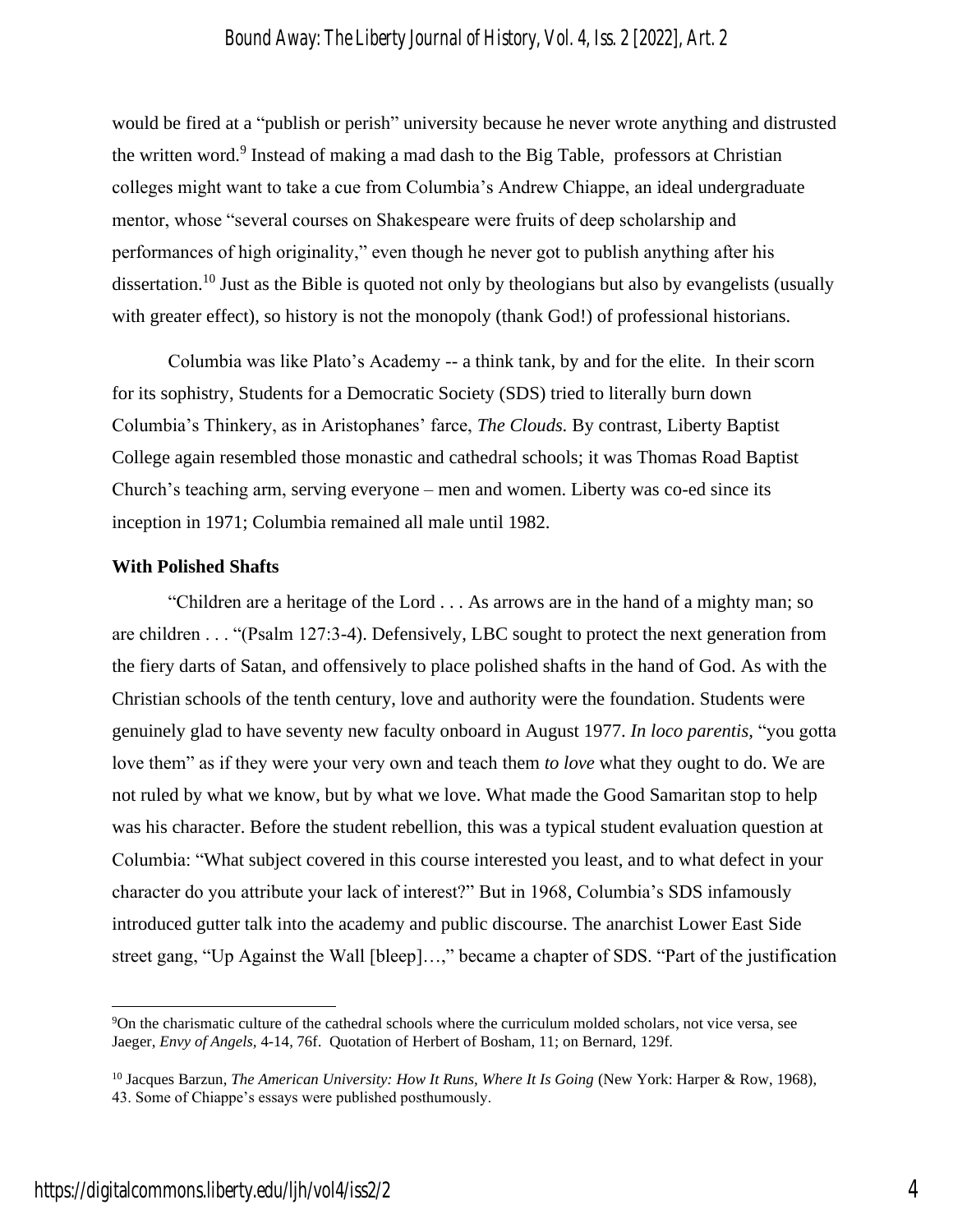would be fired at a "publish or perish" university because he never wrote anything and distrusted the written word.[9] Instead of making a mad dash to the Big Table, professors at Christian colleges might want to take a cue from Columbia's Andrew Chiappe, an ideal undergraduate mentor, whose "several courses on Shakespeare were fruits of deep scholarship and performances of high originality," even though he never got to publish anything after his dissertation.[10] Just as the Bible is quoted not only by theologians but also by evangelists (usually with greater effect), so history is not the monopoly (thank God!) of professional historians.

Columbia was like Plato's Academy -- a think tank, by and for the elite. In their scorn for its sophistry, Students for a Democratic Society (SDS) tried to literally burn down Columbia's Thinkery, as in Aristophanes' farce, *The Clouds.* By contrast, Liberty Baptist College again resembled those monastic and cathedral schools; it was Thomas Road Baptist Church's teaching arm, serving everyone – men and women. Liberty was co-ed since its inception in 1971; Columbia remained all male until 1982.

**With Polished Shafts**

"Children are a heritage of the Lord . . . As arrows are in the hand of a mighty man; so are children . . . "(Psalm 127:3-4). Defensively, LBC sought to protect the next generation from the fiery darts of Satan, and offensively to place polished shafts in the hand of God. As with the Christian schools of the tenth century, love and authority were the foundation. Students were genuinely glad to have seventy new faculty onboard in August 1977. *In loco parentis,* "you gotta love them" as if they were your very own and teach them *to love* what they ought to do. We are not ruled by what we know, but by what we love. What made the Good Samaritan stop to help was his character. Before the student rebellion, this was a typical student evaluation question at Columbia: "What subject covered in this course interested you least, and to what defect in your character do you attribute your lack of interest?" But in 1968, Columbia's SDS infamously introduced gutter talk into the academy and public discourse. The anarchist Lower East Side street gang, "Up Against the Wall [bleep]…," became a chapter of SDS. "Part of the justification

---

[9] On the charismatic culture of the cathedral schools where the curriculum molded scholars, not vice versa, see Jaeger, *Envy of Angels,* 4-14, 76f. Quotation of Herbert of Bosham, 11; on Bernard, 129f.

[10] Jacques Barzun, *The American University: How It Runs, Where It Is Going* (New York: Harper & Row, 1968), 43. Some of Chiappe's essays were published posthumously.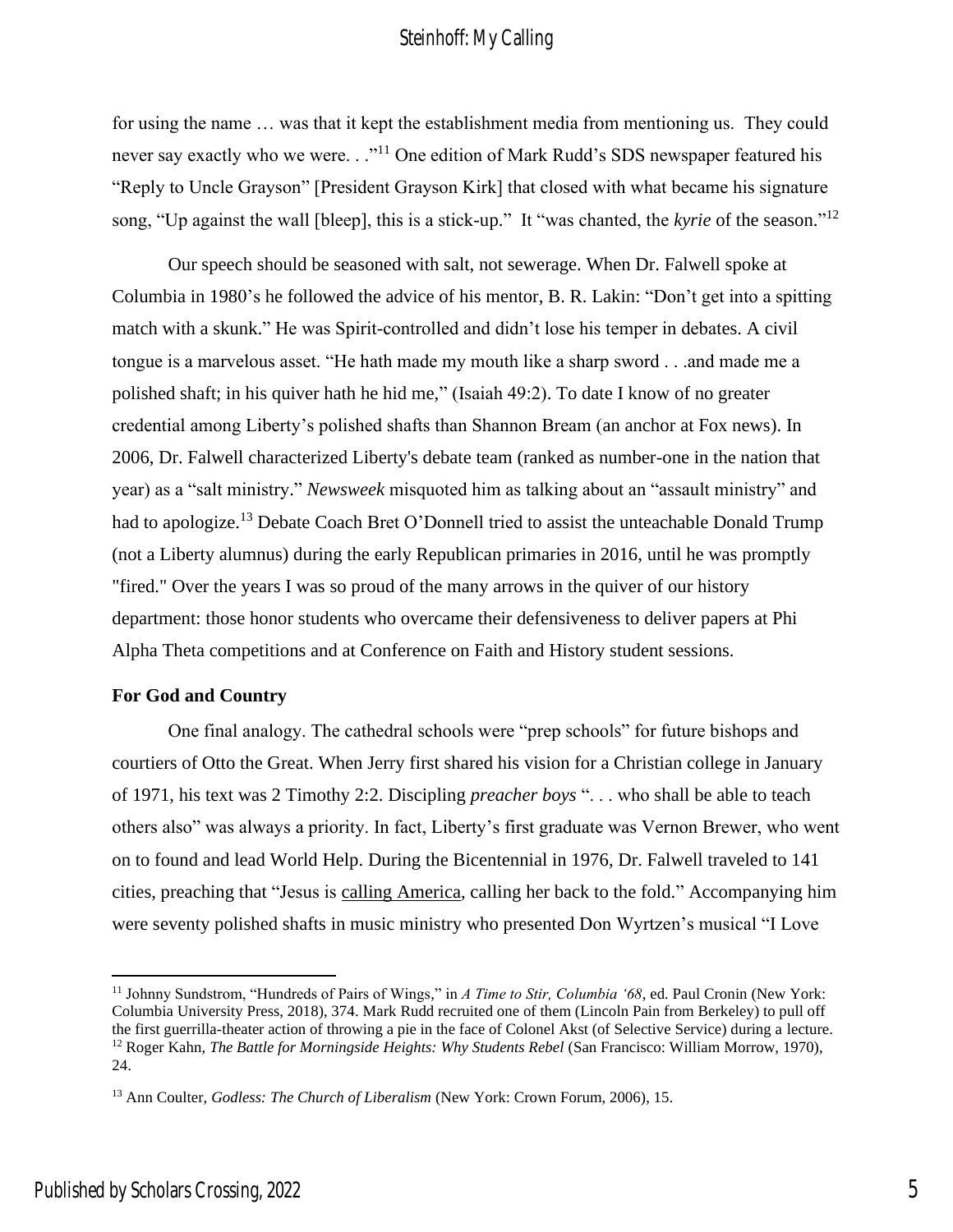for using the name … was that it kept the establishment media from mentioning us. They could never say exactly who we were. . ."[11] One edition of Mark Rudd's SDS newspaper featured his "Reply to Uncle Grayson" [President Grayson Kirk] that closed with what became his signature song, "Up against the wall [bleep], this is a stick-up." It "was chanted, the *kyrie* of the season."[12]

Our speech should be seasoned with salt, not sewerage. When Dr. Falwell spoke at Columbia in 1980's he followed the advice of his mentor, B. R. Lakin: "Don't get into a spitting match with a skunk." He was Spirit-controlled and didn't lose his temper in debates. A civil tongue is a marvelous asset. "He hath made my mouth like a sharp sword . . .and made me a polished shaft; in his quiver hath he hid me," (Isaiah 49:2). To date I know of no greater credential among Liberty's polished shafts than Shannon Bream (an anchor at Fox news). In 2006, Dr. Falwell characterized Liberty's debate team (ranked as number-one in the nation that year) as a "salt ministry." *Newsweek* misquoted him as talking about an "assault ministry" and had to apologize.[13] Debate Coach Bret O'Donnell tried to assist the unteachable Donald Trump (not a Liberty alumnus) during the early Republican primaries in 2016, until he was promptly "fired." Over the years I was so proud of the many arrows in the quiver of our history department: those honor students who overcame their defensiveness to deliver papers at Phi Alpha Theta competitions and at Conference on Faith and History student sessions.

**For God and Country**

One final analogy. The cathedral schools were "prep schools" for future bishops and courtiers of Otto the Great. When Jerry first shared his vision for a Christian college in January of 1971, his text was 2 Timothy 2:2. Discipling *preacher boys* ". . . who shall be able to teach others also" was always a priority. In fact, Liberty's first graduate was Vernon Brewer, who went on to found and lead World Help. During the Bicentennial in 1976, Dr. Falwell traveled to 141 cities, preaching that "Jesus is calling America, calling her back to the fold." Accompanying him were seventy polished shafts in music ministry who presented Don Wyrtzen's musical "I Love

---

[11] Johnny Sundstrom, "Hundreds of Pairs of Wings," in *A Time to Stir, Columbia '68*, ed. Paul Cronin (New York: Columbia University Press, 2018), 374. Mark Rudd recruited one of them (Lincoln Pain from Berkeley) to pull off the first guerrilla-theater action of throwing a pie in the face of Colonel Akst (of Selective Service) during a lecture.

[12] Roger Kahn, *The Battle for Morningside Heights: Why Students Rebel* (San Francisco: William Morrow, 1970), 24.

[13] Ann Coulter, *Godless: The Church of Liberalism* (New York: Crown Forum, 2006), 15.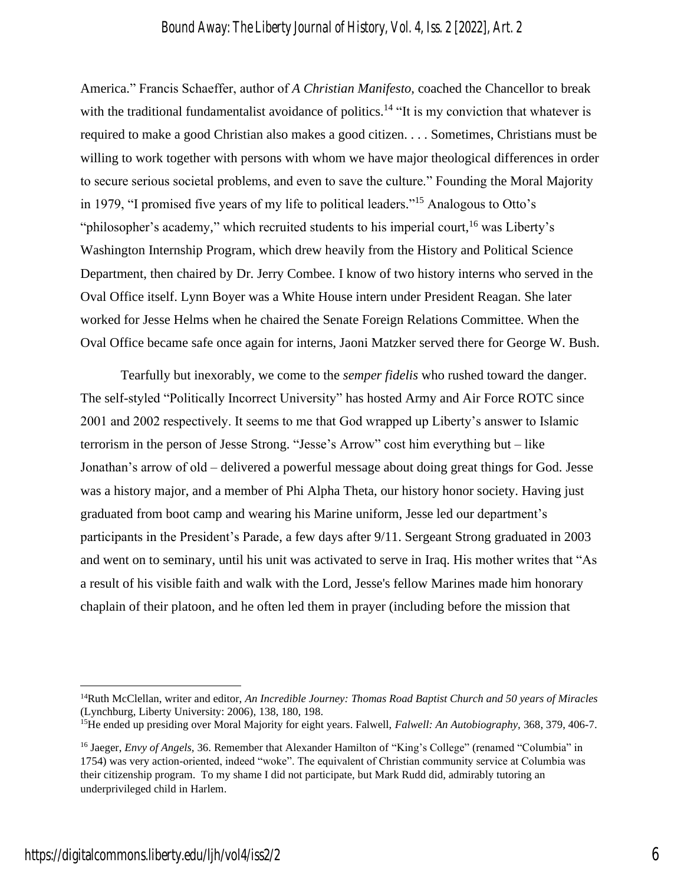America." Francis Schaeffer, author of *A Christian Manifesto,* coached the Chancellor to break with the traditional fundamentalist avoidance of politics.[14] "It is my conviction that whatever is required to make a good Christian also makes a good citizen. . . . Sometimes, Christians must be willing to work together with persons with whom we have major theological differences in order to secure serious societal problems, and even to save the culture." Founding the Moral Majority in 1979, "I promised five years of my life to political leaders."[15] Analogous to Otto's "philosopher's academy," which recruited students to his imperial court,[16] was Liberty's Washington Internship Program, which drew heavily from the History and Political Science Department, then chaired by Dr. Jerry Combee. I know of two history interns who served in the Oval Office itself. Lynn Boyer was a White House intern under President Reagan. She later worked for Jesse Helms when he chaired the Senate Foreign Relations Committee. When the Oval Office became safe once again for interns, Jaoni Matzker served there for George W. Bush.

Tearfully but inexorably, we come to the *semper fidelis* who rushed toward the danger. The self-styled "Politically Incorrect University" has hosted Army and Air Force ROTC since 2001 and 2002 respectively. It seems to me that God wrapped up Liberty's answer to Islamic terrorism in the person of Jesse Strong. "Jesse's Arrow" cost him everything but – like Jonathan's arrow of old – delivered a powerful message about doing great things for God. Jesse was a history major, and a member of Phi Alpha Theta, our history honor society. Having just graduated from boot camp and wearing his Marine uniform, Jesse led our department's participants in the President's Parade, a few days after 9/11. Sergeant Strong graduated in 2003 and went on to seminary, until his unit was activated to serve in Iraq. His mother writes that "As a result of his visible faith and walk with the Lord, Jesse's fellow Marines made him honorary chaplain of their platoon, and he often led them in prayer (including before the mission that

---

[14]Ruth McClellan, writer and editor, *An Incredible Journey: Thomas Road Baptist Church and 50 years of Miracles* (Lynchburg, Liberty University: 2006), 138, 180, 198.

[15]He ended up presiding over Moral Majority for eight years. Falwell, *Falwell: An Autobiography*, 368, 379, 406-7.

[16] Jaeger, *Envy of Angels,* 36. Remember that Alexander Hamilton of "King's College" (renamed "Columbia" in 1754) was very action-oriented, indeed "woke". The equivalent of Christian community service at Columbia was their citizenship program. To my shame I did not participate, but Mark Rudd did, admirably tutoring an underprivileged child in Harlem.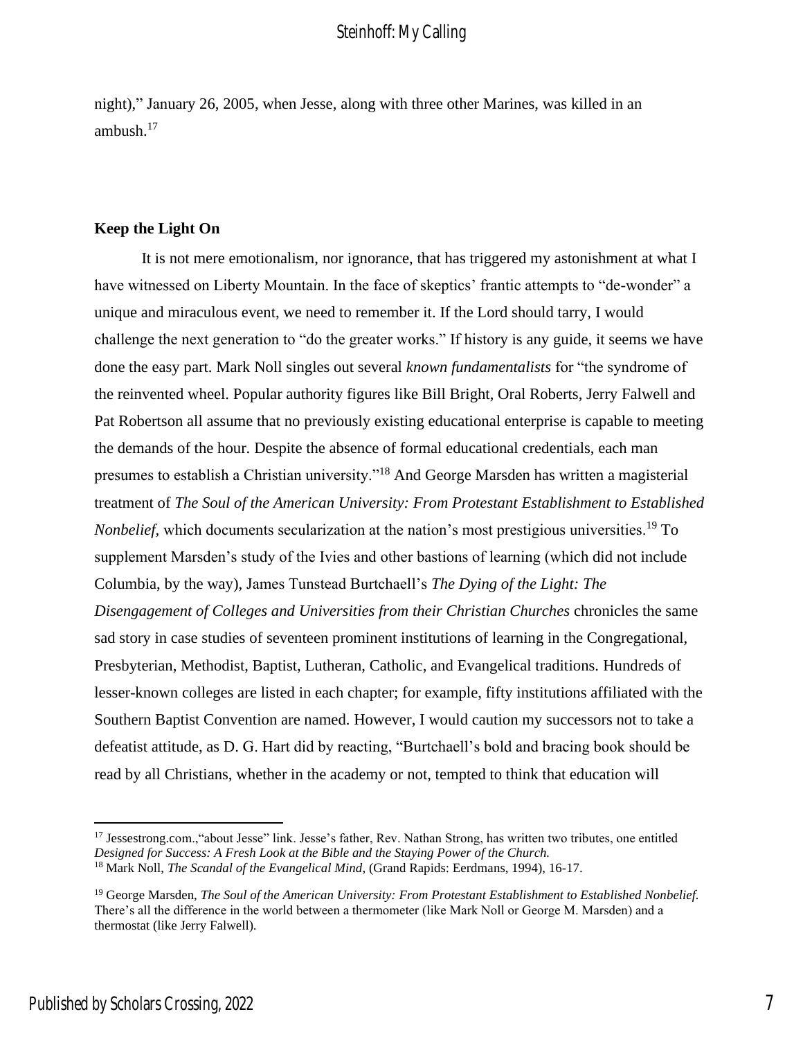night)," January 26, 2005, when Jesse, along with three other Marines, was killed in an ambush.[17]

**Keep the Light On**

It is not mere emotionalism, nor ignorance, that has triggered my astonishment at what I have witnessed on Liberty Mountain. In the face of skeptics' frantic attempts to "de-wonder" a unique and miraculous event, we need to remember it. If the Lord should tarry, I would challenge the next generation to "do the greater works." If history is any guide, it seems we have done the easy part. Mark Noll singles out several *known fundamentalists* for "the syndrome of the reinvented wheel. Popular authority figures like Bill Bright, Oral Roberts, Jerry Falwell and Pat Robertson all assume that no previously existing educational enterprise is capable to meeting the demands of the hour. Despite the absence of formal educational credentials, each man presumes to establish a Christian university."[18] And George Marsden has written a magisterial treatment of *The Soul of the American University: From Protestant Establishment to Established Nonbelief*, which documents secularization at the nation's most prestigious universities.[19] To supplement Marsden's study of the Ivies and other bastions of learning (which did not include Columbia, by the way), James Tunstead Burtchaell's *The Dying of the Light: The Disengagement of Colleges and Universities from their Christian Churches* chronicles the same sad story in case studies of seventeen prominent institutions of learning in the Congregational, Presbyterian, Methodist, Baptist, Lutheran, Catholic, and Evangelical traditions. Hundreds of lesser-known colleges are listed in each chapter; for example, fifty institutions affiliated with the Southern Baptist Convention are named. However, I would caution my successors not to take a defeatist attitude, as D. G. Hart did by reacting, "Burtchaell's bold and bracing book should be read by all Christians, whether in the academy or not, tempted to think that education will

---

[17] Jessestrong.com.,"about Jesse" link. Jesse's father, Rev. Nathan Strong, has written two tributes, one entitled *Designed for Success: A Fresh Look at the Bible and the Staying Power of the Church.*

[18] Mark Noll, *The Scandal of the Evangelical Mind*, (Grand Rapids: Eerdmans, 1994), 16-17.

[19] George Marsden, *The Soul of the American University: From Protestant Establishment to Established Nonbelief.* There's all the difference in the world between a thermometer (like Mark Noll or George M. Marsden) and a thermostat (like Jerry Falwell).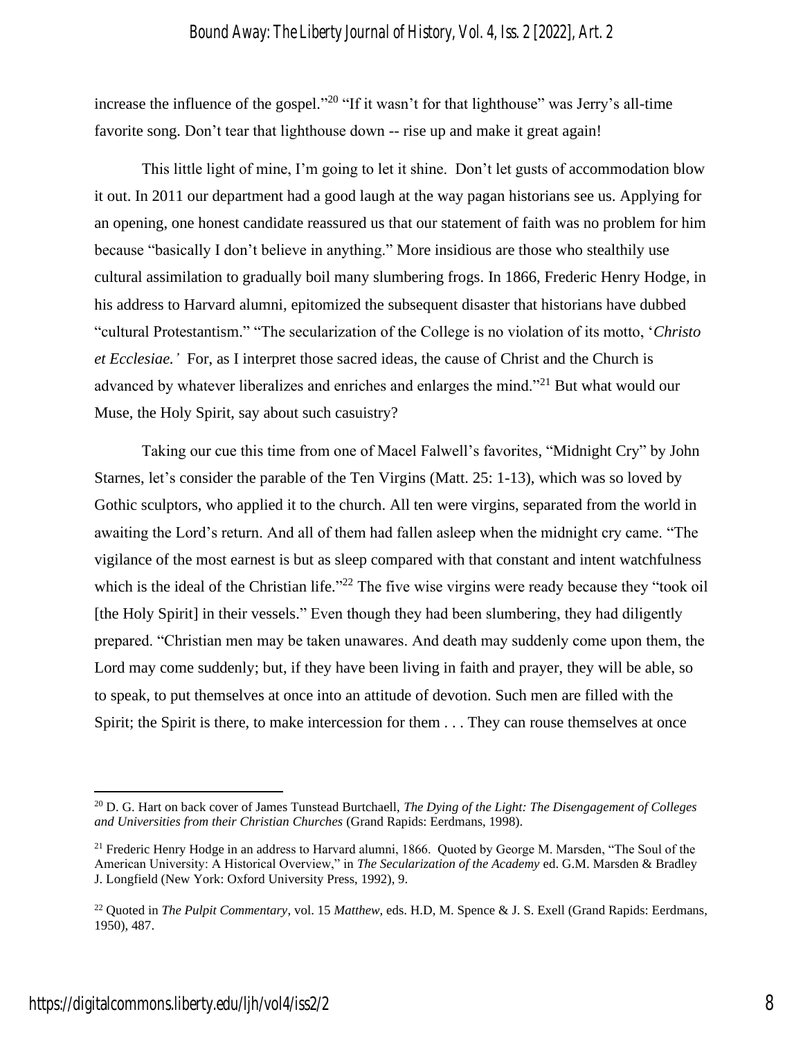increase the influence of the gospel."[20] "If it wasn't for that lighthouse" was Jerry's all-time favorite song. Don't tear that lighthouse down -- rise up and make it great again!

This little light of mine, I'm going to let it shine. Don't let gusts of accommodation blow it out. In 2011 our department had a good laugh at the way pagan historians see us. Applying for an opening, one honest candidate reassured us that our statement of faith was no problem for him because "basically I don't believe in anything." More insidious are those who stealthily use cultural assimilation to gradually boil many slumbering frogs. In 1866, Frederic Henry Hodge, in his address to Harvard alumni, epitomized the subsequent disaster that historians have dubbed "cultural Protestantism." "The secularization of the College is no violation of its motto, '*Christo et Ecclesiae.'* For, as I interpret those sacred ideas, the cause of Christ and the Church is advanced by whatever liberalizes and enriches and enlarges the mind."[21] But what would our Muse, the Holy Spirit, say about such casuistry?

Taking our cue this time from one of Macel Falwell's favorites, "Midnight Cry" by John Starnes, let's consider the parable of the Ten Virgins (Matt. 25: 1-13), which was so loved by Gothic sculptors, who applied it to the church. All ten were virgins, separated from the world in awaiting the Lord's return. And all of them had fallen asleep when the midnight cry came. "The vigilance of the most earnest is but as sleep compared with that constant and intent watchfulness which is the ideal of the Christian life."[22] The five wise virgins were ready because they "took oil [the Holy Spirit] in their vessels." Even though they had been slumbering, they had diligently prepared. "Christian men may be taken unawares. And death may suddenly come upon them, the Lord may come suddenly; but, if they have been living in faith and prayer, they will be able, so to speak, to put themselves at once into an attitude of devotion. Such men are filled with the Spirit; the Spirit is there, to make intercession for them . . . They can rouse themselves at once

---

[20] D. G. Hart on back cover of James Tunstead Burtchaell, *The Dying of the Light: The Disengagement of Colleges and Universities from their Christian Churches* (Grand Rapids: Eerdmans, 1998).

[21] Frederic Henry Hodge in an address to Harvard alumni, 1866. Quoted by George M. Marsden, "The Soul of the American University: A Historical Overview," in *The Secularization of the Academy* ed. G.M. Marsden & Bradley J. Longfield (New York: Oxford University Press, 1992), 9.

[22] Quoted in *The Pulpit Commentary*, vol. 15 *Matthew*, eds. H.D, M. Spence & J. S. Exell (Grand Rapids: Eerdmans, 1950), 487.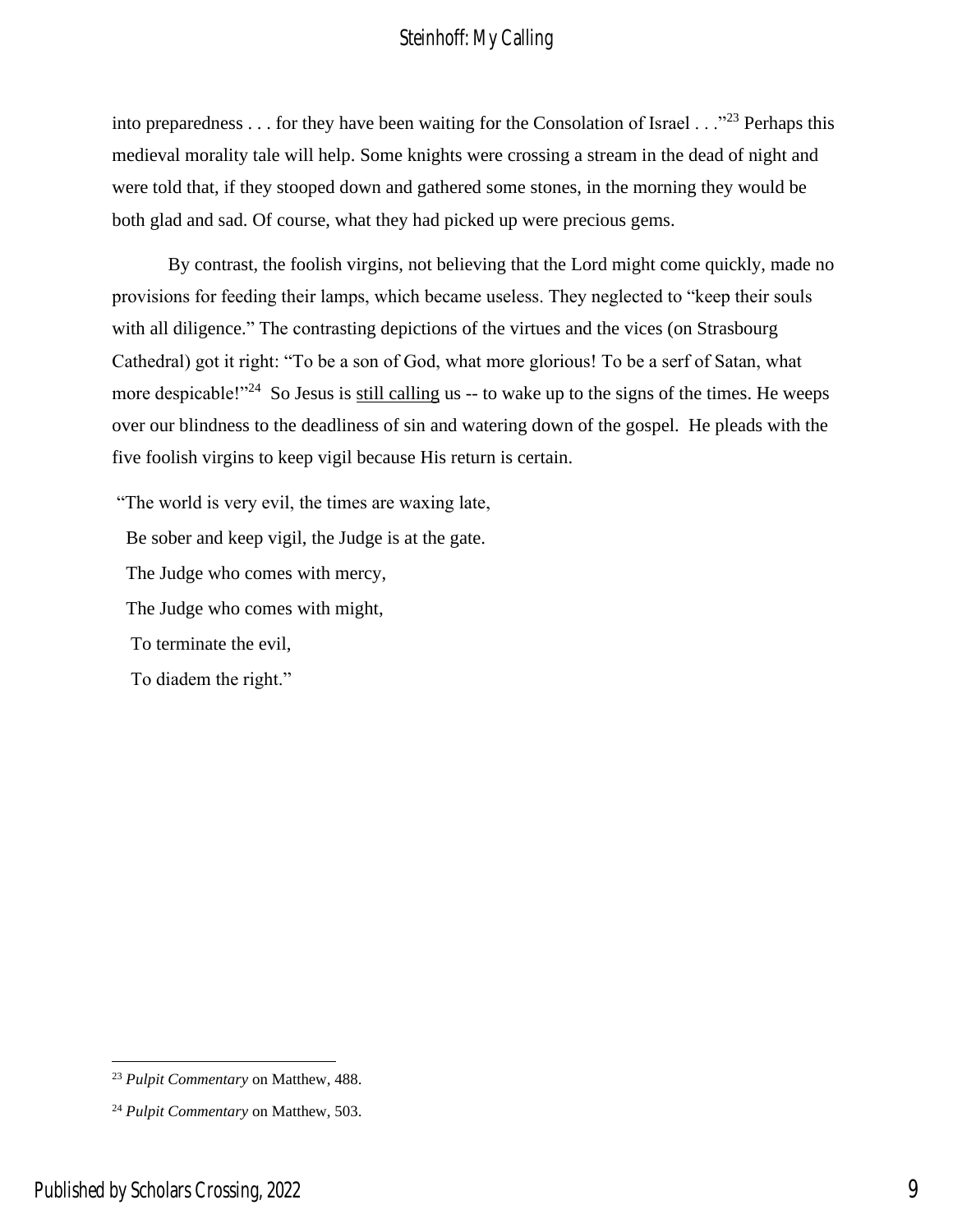into preparedness . . . for they have been waiting for the Consolation of Israel . . ."[23] Perhaps this medieval morality tale will help. Some knights were crossing a stream in the dead of night and were told that, if they stooped down and gathered some stones, in the morning they would be both glad and sad. Of course, what they had picked up were precious gems.

By contrast, the foolish virgins, not believing that the Lord might come quickly, made no provisions for feeding their lamps, which became useless. They neglected to "keep their souls with all diligence." The contrasting depictions of the virtues and the vices (on Strasbourg Cathedral) got it right: "To be a son of God, what more glorious! To be a serf of Satan, what more despicable!"[24] So Jesus is <u>still calling</u> us -- to wake up to the signs of the times. He weeps over our blindness to the deadliness of sin and watering down of the gospel. He pleads with the five foolish virgins to keep vigil because His return is certain.

"The world is very evil, the times are waxing late,  
Be sober and keep vigil, the Judge is at the gate.  
The Judge who comes with mercy,  
The Judge who comes with might,  
To terminate the evil,  
To diadem the right."

---

[23] *Pulpit Commentary* on Matthew, 488.

[24] *Pulpit Commentary* on Matthew, 503.